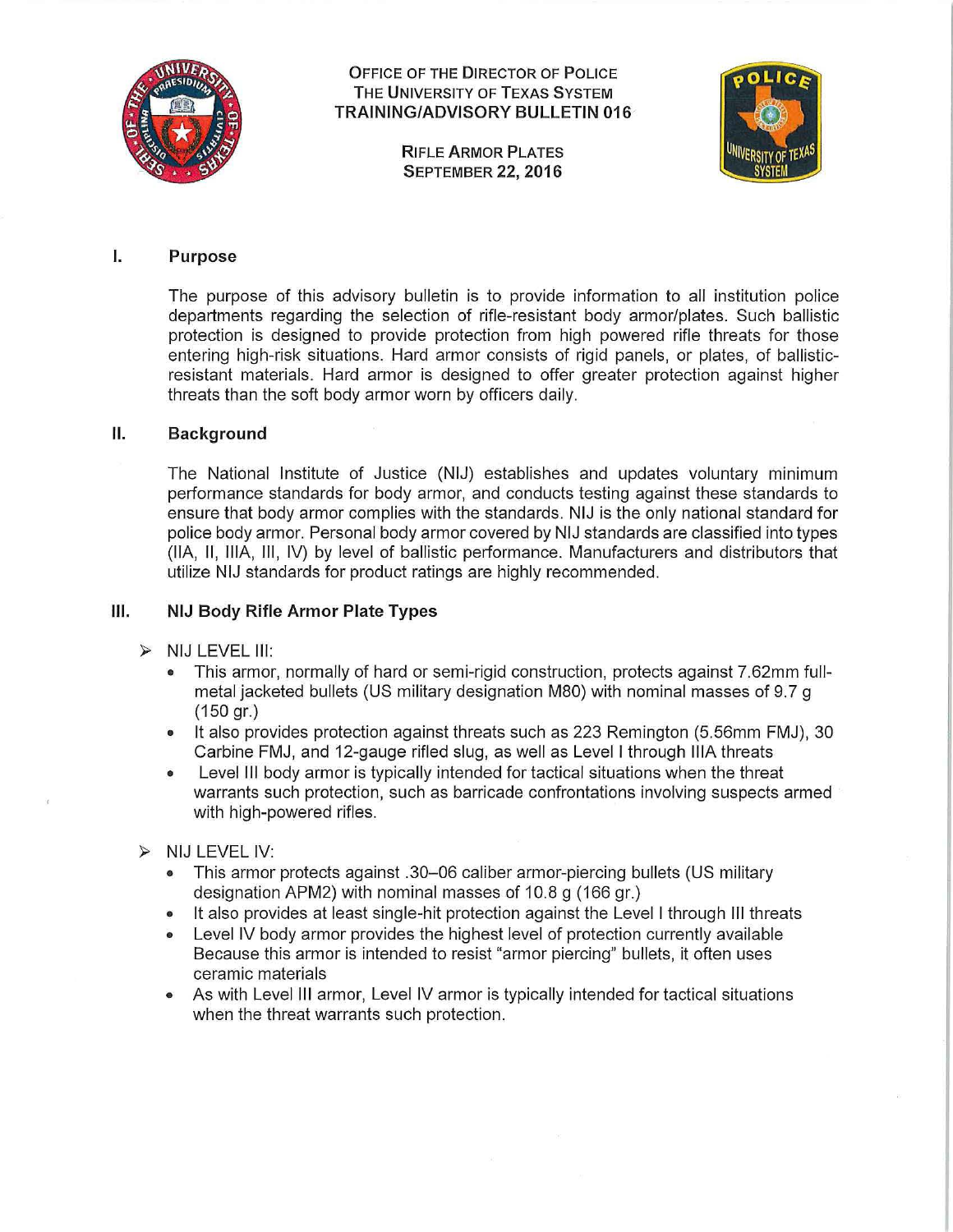Office of the Director of Police
The University of Texas System
**TRAINING/ADVISORY BULLETIN 016**

Rifle Armor Plates
September 22, 2016

## I. Purpose

The purpose of this advisory bulletin is to provide information to all institution police departments regarding the selection of rifle-resistant body armor/plates. Such ballistic protection is designed to provide protection from high powered rifle threats for those entering high-risk situations. Hard armor consists of rigid panels, or plates, of ballistic-resistant materials. Hard armor is designed to offer greater protection against higher threats than the soft body armor worn by officers daily.

## II. Background

The National Institute of Justice (NIJ) establishes and updates voluntary minimum performance standards for body armor, and conducts testing against these standards to ensure that body armor complies with the standards. NIJ is the only national standard for police body armor. Personal body armor covered by NIJ standards are classified into types (IIA, II, IIIA, III, IV) by level of ballistic performance. Manufacturers and distributors that utilize NIJ standards for product ratings are highly recommended.

## III. NIJ Body Rifle Armor Plate Types

- NIJ LEVEL III:
  - This armor, normally of hard or semi-rigid construction, protects against 7.62mm full-metal jacketed bullets (US military designation M80) with nominal masses of 9.7 g (150 gr.)
  - It also provides protection against threats such as 223 Remington (5.56mm FMJ), 30 Carbine FMJ, and 12-gauge rifled slug, as well as Level I through IIIA threats
  - Level III body armor is typically intended for tactical situations when the threat warrants such protection, such as barricade confrontations involving suspects armed with high-powered rifles.

- NIJ LEVEL IV:
  - This armor protects against .30–06 caliber armor-piercing bullets (US military designation APM2) with nominal masses of 10.8 g (166 gr.)
  - It also provides at least single-hit protection against the Level I through III threats
  - Level IV body armor provides the highest level of protection currently available Because this armor is intended to resist "armor piercing" bullets, it often uses ceramic materials
  - As with Level III armor, Level IV armor is typically intended for tactical situations when the threat warrants such protection.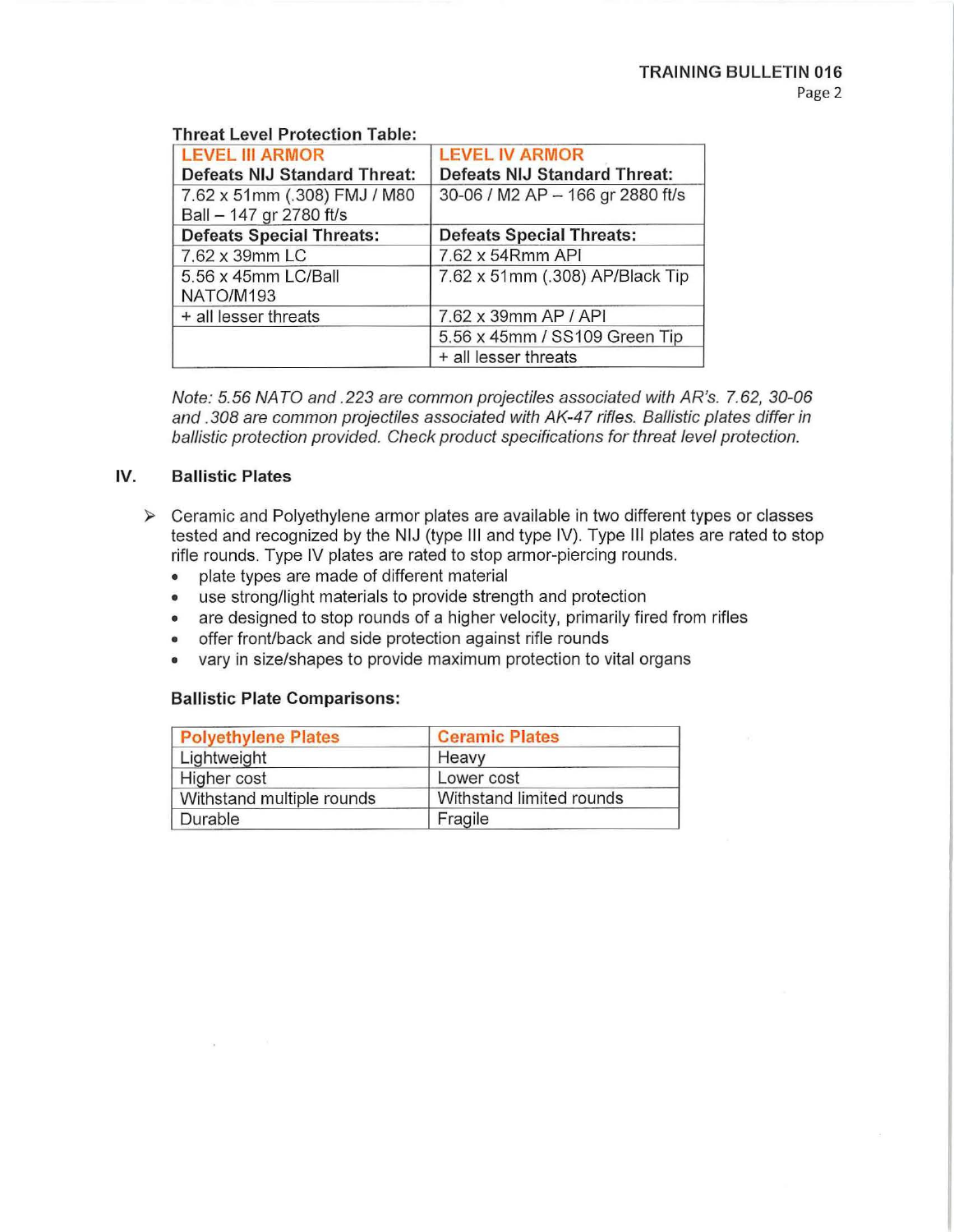**Threat Level Protection Table:**

| LEVEL III ARMOR<br>Defeats NIJ Standard Threat: | LEVEL IV ARMOR<br>Defeats NIJ Standard Threat: |
|---|---|
| 7.62 x 51mm (.308) FMJ / M80 Ball – 147 gr 2780 ft/s | 30-06 / M2 AP – 166 gr 2880 ft/s |
| **Defeats Special Threats:** | **Defeats Special Threats:** |
| 7.62 x 39mm LC | 7.62 x 54Rmm API |
| 5.56 x 45mm LC/Ball NATO/M193 | 7.62 x 51mm (.308) AP/Black Tip |
| + all lesser threats | 7.62 x 39mm AP / API |
| | 5.56 x 45mm / SS109 Green Tip |
| | + all lesser threats |

*Note: 5.56 NATO and .223 are common projectiles associated with AR's. 7.62, 30-06 and .308 are common projectiles associated with AK-47 rifles. Ballistic plates differ in ballistic protection provided. Check product specifications for threat level protection.*

## IV. Ballistic Plates

- Ceramic and Polyethylene armor plates are available in two different types or classes tested and recognized by the NIJ (type III and type IV). Type III plates are rated to stop rifle rounds. Type IV plates are rated to stop armor-piercing rounds.
  - plate types are made of different material
  - use strong/light materials to provide strength and protection
  - are designed to stop rounds of a higher velocity, primarily fired from rifles
  - offer front/back and side protection against rifle rounds
  - vary in size/shapes to provide maximum protection to vital organs

**Ballistic Plate Comparisons:**

| Polyethylene Plates | Ceramic Plates |
|---|---|
| Lightweight | Heavy |
| Higher cost | Lower cost |
| Withstand multiple rounds | Withstand limited rounds |
| Durable | Fragile |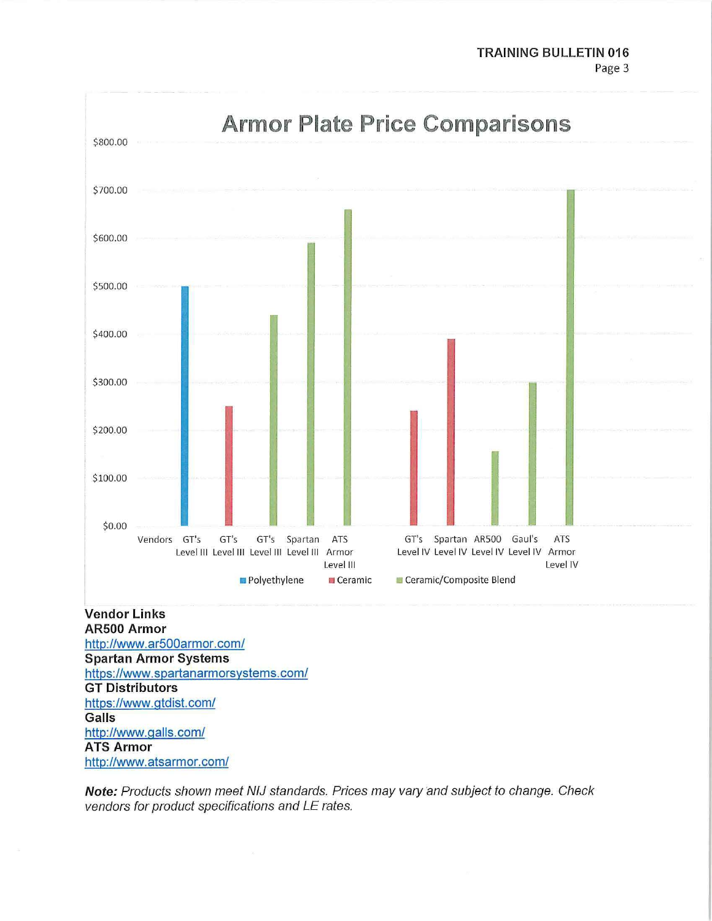## Armor Plate Price Comparisons

| Vendors | Material | Price (approx.) |
|---|---|---|
| GT's Level III | Polyethylene | $500.00 |
| GT's Level III | Ceramic | $250.00 |
| GT's Level III | Ceramic/Composite Blend | $440.00 |
| Spartan Level III | Ceramic/Composite Blend | $590.00 |
| ATS Armor Level III | Ceramic/Composite Blend | $660.00 |
| GT's Level IV | Ceramic | $240.00 |
| Spartan Level IV | Ceramic | $390.00 |
| AR500 Level IV | Ceramic/Composite Blend | $155.00 |
| Gaul's Level IV | Ceramic/Composite Blend | $300.00 |
| ATS Armor Level IV | Ceramic/Composite Blend | $700.00 |

**Vendor Links**

**AR500 Armor**
http://www.ar500armor.com/

**Spartan Armor Systems**
https://www.spartanarmorsystems.com/

**GT Distributors**
https://www.gtdist.com/

**Galls**
http://www.galls.com/

**ATS Armor**
http://www.atsarmor.com/

***Note:*** *Products shown meet NIJ standards. Prices may vary and subject to change. Check vendors for product specifications and LE rates.*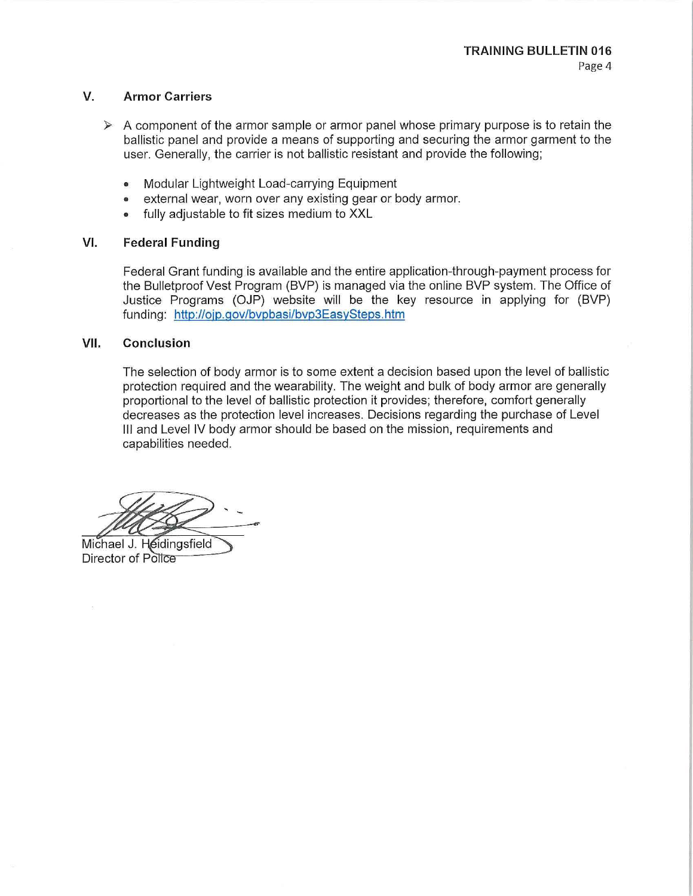## V. Armor Carriers

- A component of the armor sample or armor panel whose primary purpose is to retain the ballistic panel and provide a means of supporting and securing the armor garment to the user. Generally, the carrier is not ballistic resistant and provide the following;
  - Modular Lightweight Load-carrying Equipment
  - external wear, worn over any existing gear or body armor.
  - fully adjustable to fit sizes medium to XXL

## VI. Federal Funding

Federal Grant funding is available and the entire application-through-payment process for the Bulletproof Vest Program (BVP) is managed via the online BVP system. The Office of Justice Programs (OJP) website will be the key resource in applying for (BVP) funding: http://ojp.gov/bvpbasi/bvp3EasySteps.htm

## VII. Conclusion

The selection of body armor is to some extent a decision based upon the level of ballistic protection required and the wearability. The weight and bulk of body armor are generally proportional to the level of ballistic protection it provides; therefore, comfort generally decreases as the protection level increases. Decisions regarding the purchase of Level III and Level IV body armor should be based on the mission, requirements and capabilities needed.

Michael J. Heidingsfield
Director of Police